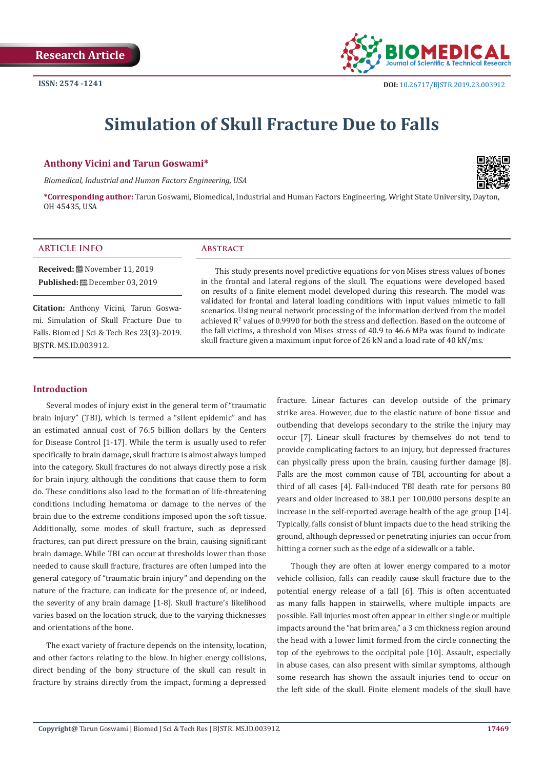Research Article

ISSN: 2574 -1241

DOI: 10.26717/BJSTR.2019.23.003912

# Simulation of Skull Fracture Due to Falls

**Anthony Vicini and Tarun Goswami***

*Biomedical, Industrial and Human Factors Engineering, USA*

***Corresponding author:** Tarun Goswami, Biomedical, Industrial and Human Factors Engineering, Wright State University, Dayton, OH 45435, USA

## ARTICLE INFO

**Received:** November 11, 2019

**Published:** December 03, 2019

**Citation:** Anthony Vicini, Tarun Goswami. Simulation of Skull Fracture Due to Falls. Biomed J Sci & Tech Res 23(3)-2019. BJSTR. MS.ID.003912.

## Abstract

This study presents novel predictive equations for von Mises stress values of bones in the frontal and lateral regions of the skull. The equations were developed based on results of a finite element model developed during this research. The model was validated for frontal and lateral loading conditions with input values mimetic to fall scenarios. Using neural network processing of the information derived from the model achieved $R^2$ values of 0.9990 for both the stress and deflection. Based on the outcome of the fall victims, a threshold von Mises stress of 40.9 to 46.6 MPa was found to indicate skull fracture given a maximum input force of 26 kN and a load rate of 40 kN/ms.

## Introduction

Several modes of injury exist in the general term of "traumatic brain injury" (TBI), which is termed a "silent epidemic" and has an estimated annual cost of 76.5 billion dollars by the Centers for Disease Control [1-17]. While the term is usually used to refer specifically to brain damage, skull fracture is almost always lumped into the category. Skull fractures do not always directly pose a risk for brain injury, although the conditions that cause them to form do. These conditions also lead to the formation of life-threatening conditions including hematoma or damage to the nerves of the brain due to the extreme conditions imposed upon the soft tissue. Additionally, some modes of skull fracture, such as depressed fractures, can put direct pressure on the brain, causing significant brain damage. While TBI can occur at thresholds lower than those needed to cause skull fracture, fractures are often lumped into the general category of "traumatic brain injury" and depending on the nature of the fracture, can indicate for the presence of, or indeed, the severity of any brain damage [1-8]. Skull fracture's likelihood varies based on the location struck, due to the varying thicknesses and orientations of the bone.

The exact variety of fracture depends on the intensity, location, and other factors relating to the blow. In higher energy collisions, direct bending of the bony structure of the skull can result in fracture by strains directly from the impact, forming a depressed fracture. Linear factures can develop outside of the primary strike area. However, due to the elastic nature of bone tissue and outbending that develops secondary to the strike the injury may occur [7]. Linear skull fractures by themselves do not tend to provide complicating factors to an injury, but depressed fractures can physically press upon the brain, causing further damage [8]. Falls are the most common cause of TBI, accounting for about a third of all cases [4]. Fall-induced TBI death rate for persons 80 years and older increased to 38.1 per 100,000 persons despite an increase in the self-reported average health of the age group [14]. Typically, falls consist of blunt impacts due to the head striking the ground, although depressed or penetrating injuries can occur from hitting a corner such as the edge of a sidewalk or a table.

Though they are often at lower energy compared to a motor vehicle collision, falls can readily cause skull fracture due to the potential energy release of a fall [6]. This is often accentuated as many falls happen in stairwells, where multiple impacts are possible. Fall injuries most often appear in either single or multiple impacts around the "hat brim area," a 3 cm thickness region around the head with a lower limit formed from the circle connecting the top of the eyebrows to the occipital pole [10]. Assault, especially in abuse cases, can also present with similar symptoms, although some research has shown the assault injuries tend to occur on the left side of the skull. Finite element models of the skull have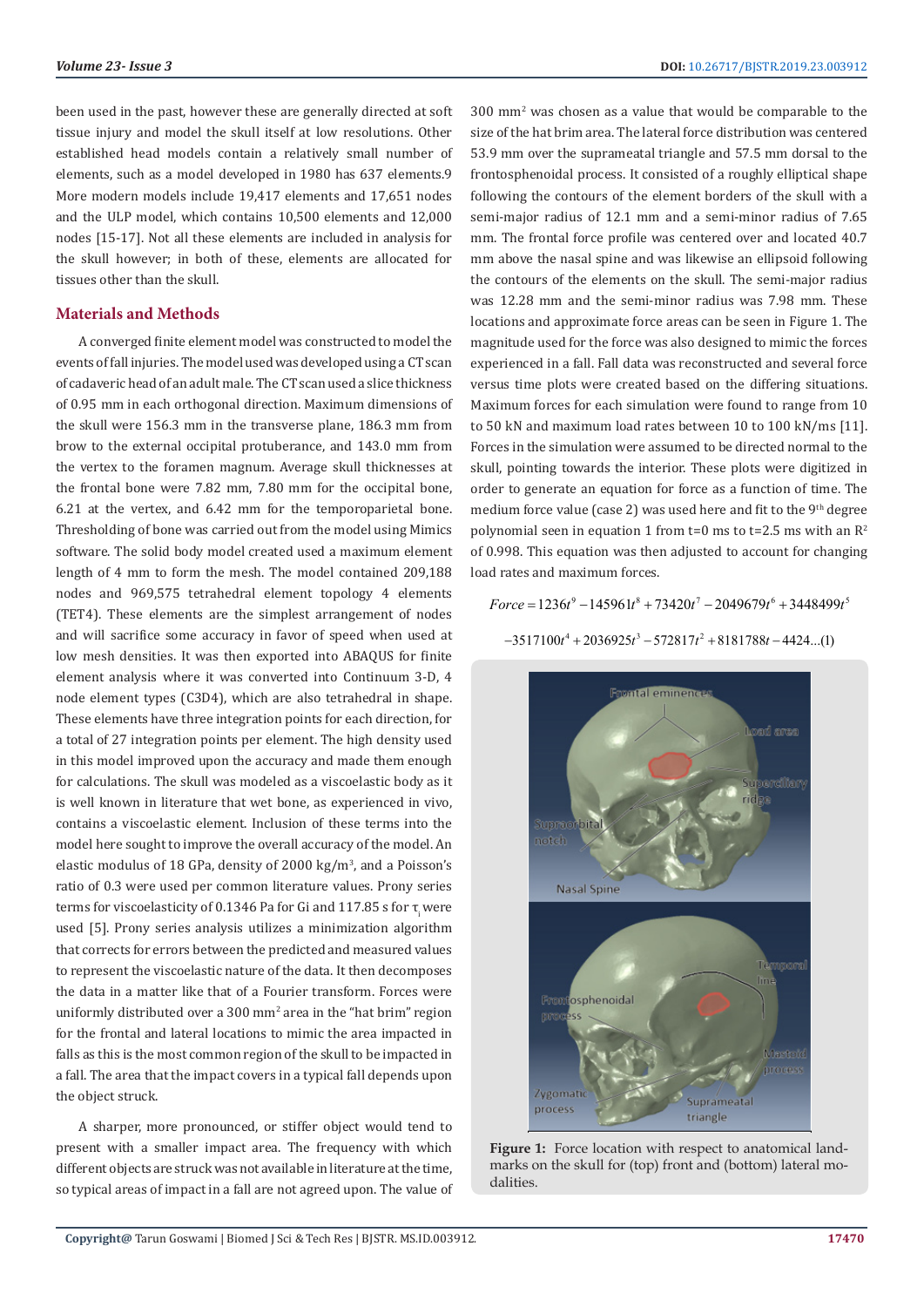been used in the past, however these are generally directed at soft tissue injury and model the skull itself at low resolutions. Other established head models contain a relatively small number of elements, such as a model developed in 1980 has 637 elements.9 More modern models include 19,417 elements and 17,651 nodes and the ULP model, which contains 10,500 elements and 12,000 nodes [15-17]. Not all these elements are included in analysis for the skull however; in both of these, elements are allocated for tissues other than the skull.

## Materials and Methods

A converged finite element model was constructed to model the events of fall injuries. The model used was developed using a CT scan of cadaveric head of an adult male. The CT scan used a slice thickness of 0.95 mm in each orthogonal direction. Maximum dimensions of the skull were 156.3 mm in the transverse plane, 186.3 mm from brow to the external occipital protuberance, and 143.0 mm from the vertex to the foramen magnum. Average skull thicknesses at the frontal bone were 7.82 mm, 7.80 mm for the occipital bone, 6.21 at the vertex, and 6.42 mm for the temporoparietal bone. Thresholding of bone was carried out from the model using Mimics software. The solid body model created used a maximum element length of 4 mm to form the mesh. The model contained 209,188 nodes and 969,575 tetrahedral element topology 4 elements (TET4). These elements are the simplest arrangement of nodes and will sacrifice some accuracy in favor of speed when used at low mesh densities. It was then exported into ABAQUS for finite element analysis where it was converted into Continuum 3-D, 4 node element types (C3D4), which are also tetrahedral in shape. These elements have three integration points for each direction, for a total of 27 integration points per element. The high density used in this model improved upon the accuracy and make them enough for calculations. The skull was modeled as a viscoelastic body as it is well known in literature that wet bone, as experienced in vivo, contains a viscoelastic element. Inclusion of these terms into the model here sought to improve the overall accuracy of the model. An elastic modulus of 18 GPa, density of 2000 kg/m$^3$, and a Poisson's ratio of 0.3 were used per common literature values. Prony series terms for viscoelasticity of 0.1346 Pa for Gi and 117.85 s for $\tau_i$ were used [5]. Prony series analysis utilizes a minimization algorithm that corrects for errors between the predicted and measured values to represent the viscoelastic nature of the data. It then decomposes the data in a matter like that of a Fourier transform. Forces were uniformly distributed over a 300 mm$^2$ area in the "hat brim" region for the frontal and lateral locations to mimic the area impacted in falls as this is the most common region of the skull to be impacted in a fall. The area that the impact covers in a typical fall depends upon the object struck.

A sharper, more pronounced, or stiffer object would tend to present with a smaller impact area. The frequency with which different objects are struck was not available in literature at the time, so typical areas of impact in a fall are not agreed upon. The value of 300 mm$^2$ was chosen as a value that would be comparable to the size of the hat brim area. The lateral force distribution was centered 53.9 mm over the suprameatal triangle and 57.5 mm dorsal to the frontosphenoidal process. It consisted of a roughly elliptical shape following the contours of the element borders of the skull with a semi-major radius of 12.1 mm and a semi-minor radius of 7.65 mm. The frontal force profile was centered over and located 40.7 mm above the nasal spine and was likewise an ellipsoid following the contours of the elements on the skull. The semi-major radius was 12.28 mm and the semi-minor radius was 7.98 mm. These locations and approximate force areas can be seen in Figure 1. The magnitude used for the force was also designed to mimic the forces experienced in a fall. Fall data was reconstructed and several force versus time plots were created based on the differing situations. Maximum forces for each simulation were found to range from 10 to 50 kN and maximum load rates between 10 to 100 kN/ms [11]. Forces in the simulation were assumed to be directed normal to the skull, pointing towards the interior. These plots were digitized in order to generate an equation for force as a function of time. The medium force value (case 2) was used here and fit to the 9$^{th}$ degree polynomial seen in equation 1 from t=0 ms to t=2.5 ms with an $R^2$ of 0.998. This equation was then adjusted to account for changing load rates and maximum forces.

$$Force = 1236t^9 - 145961t^8 + 73420t^7 - 2049679t^6 + 3448499t^5$$

$$-3517100t^4 + 2036925t^3 - 572817t^2 + 8181788t - 4424 \ldots (1)$$

Figure 1: Force location with respect to anatomical landmarks on the skull for (top) front and (bottom) lateral modalities.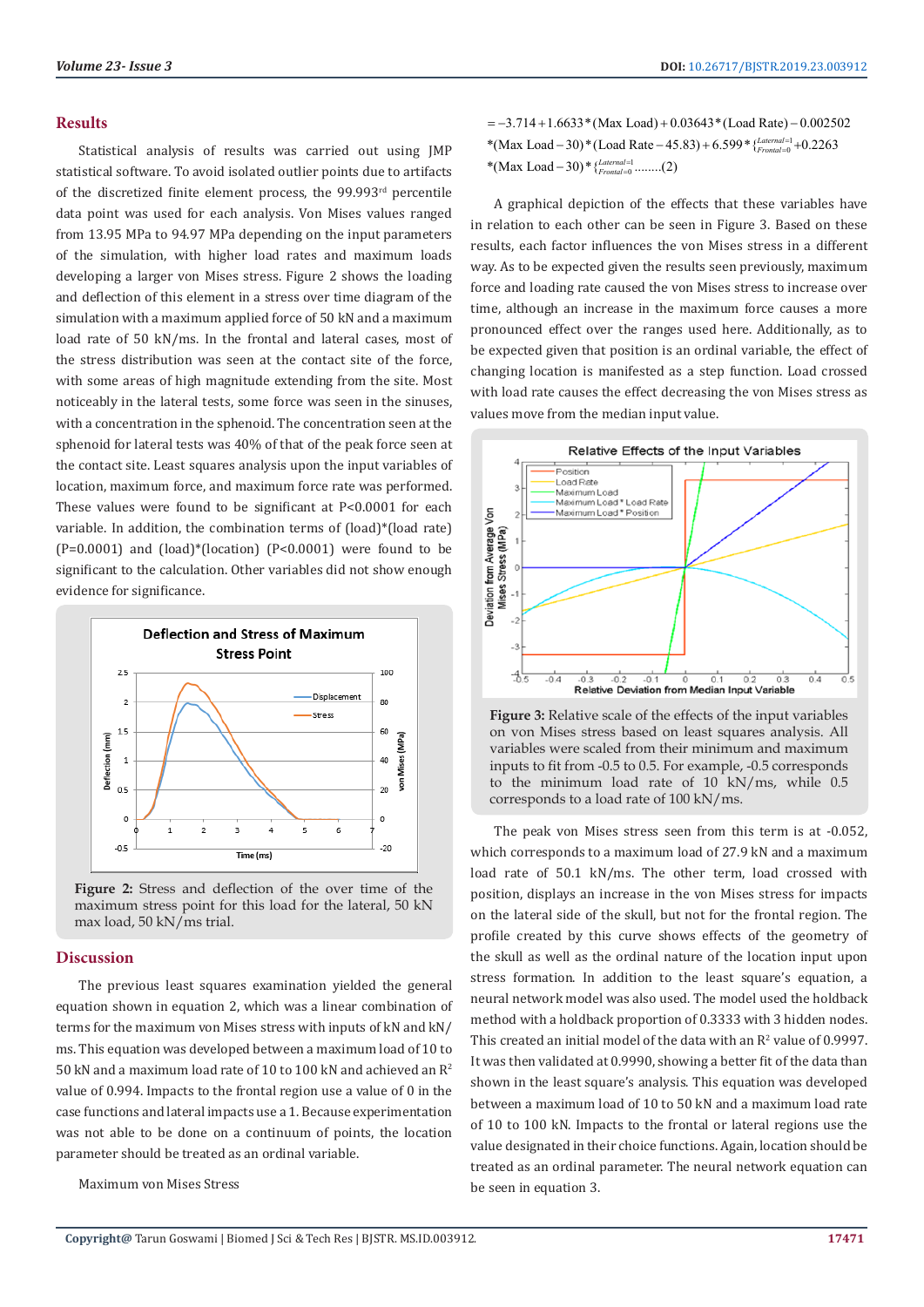## Results

Statistical analysis of results was carried out using JMP statistical software. To avoid isolated outlier points due to artifacts of the discretized finite element process, the 99.993rd percentile data point was used for each analysis. Von Mises values ranged from 13.95 MPa to 94.97 MPa depending on the input parameters of the simulation, with higher load rates and maximum loads developing a larger von Mises stress. Figure 2 shows the loading and deflection of this element in a stress over time diagram of the simulation with a maximum applied force of 50 kN and a maximum load rate of 50 kN/ms. In the frontal and lateral cases, most of the stress distribution was seen at the contact site of the force, with some areas of high magnitude extending from the site. Most noticeably in the lateral tests, some force was seen in the sinuses, with a concentration in the sphenoid. The concentration seen at the sphenoid for lateral tests was 40% of that of the peak force seen at the contact site. Least squares analysis upon the input variables of location, maximum force, and maximum force rate was performed. These values were found to be significant at $P<0.0001$ for each variable. In addition, the combination terms of (load)*(load rate) ($P=0.0001$) and (load)*(location) ($P<0.0001$) were found to be significant to the calculation. Other variables did not show enough evidence for significance.

**Figure 2:** Stress and deflection of the over time of the maximum stress point for this load for the lateral, 50 kN max load, 50 kN/ms trial.

## Discussion

The previous least squares examination yielded the general equation shown in equation 2, which was a linear combination of terms for the maximum von Mises stress with inputs of kN and kN/ms. This equation was developed between a maximum load of 10 to 50 kN and a maximum load rate of 10 to 100 kN and achieved an $R^2$ value of 0.994. Impacts to the frontal region use a value of 0 in the case functions and lateral impacts use a 1. Because experimentation was not able to be done on a continuum of points, the location parameter should be treated as an ordinal variable.

Maximum von Mises Stress

$$= -3.714 + 1.6633*(\text{Max Load}) + 0.03643*(\text{Load Rate}) - 0.002502 *(\text{Max Load} - 30)*(\text{Load Rate} - 45.83) + 6.599*\{^{Laternal=1}_{Frontal=0} + 0.2263 *(\text{Max Load} - 30)*\{^{Laternal=1}_{Frontal=0} \quad \text{........(2)}$$

A graphical depiction of the effects that these variables have in relation to each other can be seen in Figure 3. Based on these results, each factor influences the von Mises stress in a different way. As to be expected given the results seen previously, maximum force and loading rate caused the von Mises stress to increase over time, although an increase in the maximum force causes a more pronounced effect over the ranges used here. Additionally, as to be expected given that position is an ordinal variable, the effect of changing location is manifested as a step function. Load crossed with load rate causes the effect decreasing the von Mises stress as values move from the median input value.

**Figure 3:** Relative scale of the effects of the input variables on von Mises stress based on least squares analysis. All variables were scaled from their minimum and maximum inputs to fit from -0.5 to 0.5. For example, -0.5 corresponds to the minimum load rate of 10 kN/ms, while 0.5 corresponds to a load rate of 100 kN/ms.

The peak von Mises stress seen from this term is at -0.052, which corresponds to a maximum load of 27.9 kN and a maximum load rate of 50.1 kN/ms. The other term, load crossed with position, displays an increase in the von Mises stress for impacts on the lateral side of the skull, but not for the frontal region. The profile created by this curve shows effects of the geometry of the skull as well as the ordinal nature of the location input upon stress formation. In addition to the least square's equation, a neural network model was also used. The model used the holdback method with a holdback proportion of 0.3333 with 3 hidden nodes. This created an initial model of the data with an $R^2$ value of 0.9997. It was then validated at 0.9990, showing a better fit of the data than shown in the least square's analysis. This equation was developed between a maximum load of 10 to 50 kN and a maximum load rate of 10 to 100 kN. Impacts to the frontal or lateral regions use the value designated in their choice functions. Again, location should be treated as an ordinal parameter. The neural network equation can be seen in equation 3.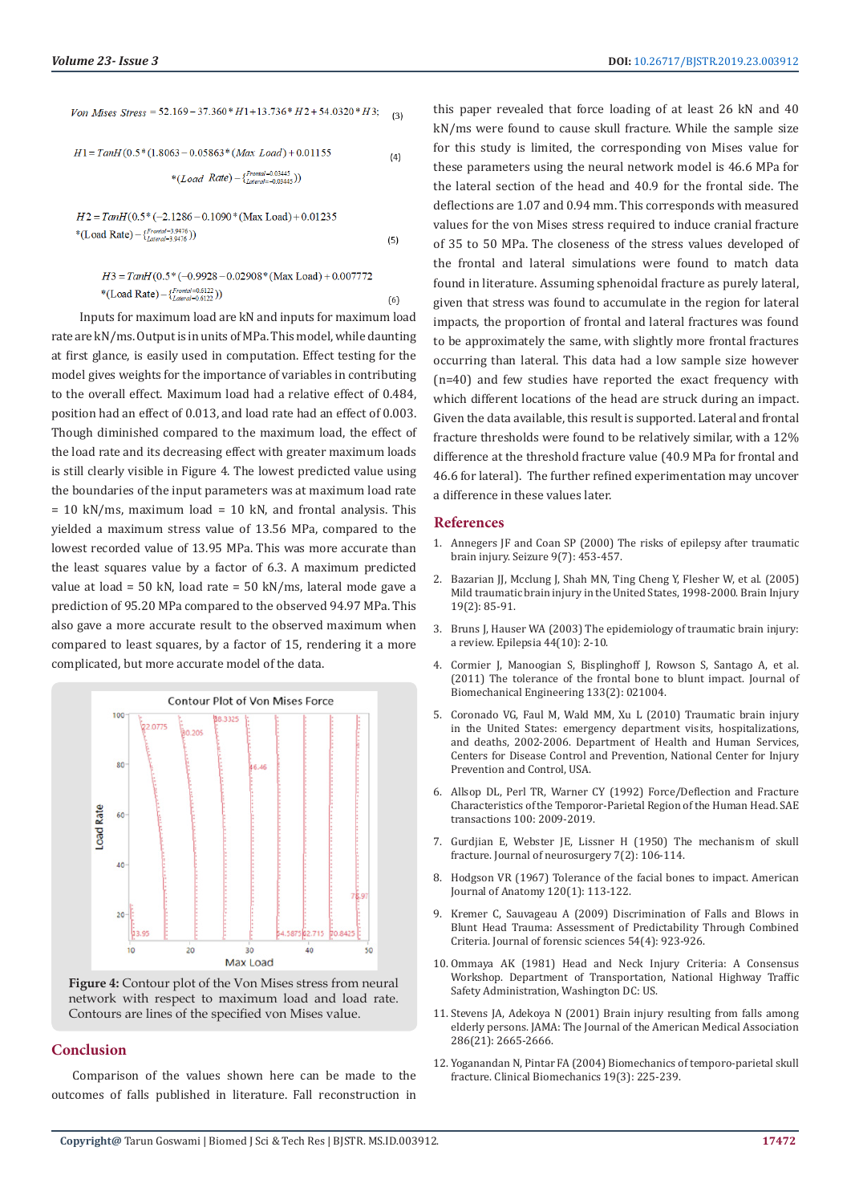$$Von\ Mises\ Stress = 52.169 - 37.360 * H1 + 13.736 * H2 + 54.0320 * H3; \tag{3}$$

$$H1 = TanH(0.5 * (1.8063 - 0.05863 * (Max\ Load) + 0.01155 * (Load\ Rate) - \{^{Frontal=0.03445}_{Lateral=-0.03445}\})) \tag{4}$$

$$H2 = TanH(0.5 * (-2.1286 - 0.1090 * (\text{Max Load}) + 0.01235 * (\text{Load Rate}) - \{^{Frontal=-3.9476}_{Lateral=3.9476}\})) \tag{5}$$

$$H3 = TanH(0.5 * (-0.9928 - 0.02908 * (\text{Max Load}) + 0.007772 * (\text{Load Rate}) - \{^{Frontal=0.6122}_{Lateral=-0.6122}\})) \tag{6}$$

Inputs for maximum load are kN and inputs for maximum load rate are kN/ms. Output is in units of MPa. This model, while daunting at first glance, is easily used in computation. Effect testing for the model gives weights for the importance of variables in contributing to the overall effect. Maximum load had a relative effect of 0.484, position had an effect of 0.013, and load rate had an effect of 0.003. Though diminished compared to the maximum load, the effect of the load rate and its decreasing effect with greater maximum loads is still clearly visible in Figure 4. The lowest predicted value using the boundaries of the input parameters was at maximum load rate = 10 kN/ms, maximum load = 10 kN, and frontal analysis. This yielded a maximum stress value of 13.56 MPa, compared to the lowest recorded value of 13.95 MPa. This was more accurate than the least squares value by a factor of 6.3. A maximum predicted value at load = 50 kN, load rate = 50 kN/ms, lateral mode gave a prediction of 95.20 MPa compared to the observed 94.97 MPa. This also gave a more accurate result to the observed maximum when compared to least squares, by a factor of 15, rendering it a more complicated, but more accurate model of the data.

**Figure 4:** Contour plot of the Von Mises stress from neural network with respect to maximum load and load rate. Contours are lines of the specified von Mises value.

## Conclusion

Comparison of the values shown here can be made to the outcomes of falls published in literature. Fall reconstruction in this paper revealed that force loading of at least 26 kN and 40 kN/ms were found to cause skull fracture. While the sample size for this study is limited, the corresponding von Mises value for these parameters using the neural network model is 46.6 MPa for the lateral section of the head and 40.9 for the frontal side. The deflections are 1.07 and 0.94 mm. This corresponds with measured values for the von Mises stress required to induce cranial fracture of 35 to 50 MPa. The closeness of the stress values developed of the frontal and lateral simulations were found to match data found in literature. Assuming sphenoidal fracture as purely lateral, given that stress was found to accumulate in the region for lateral impacts, the proportion of frontal and lateral fractures was found to be approximately the same, with slightly more frontal fractures occurring than lateral. This data had a low sample size however (n=40) and few studies have reported the exact frequency with which different locations of the head are struck during an impact. Given the data available, this result is supported. Lateral and frontal fracture thresholds were found to be relatively similar, with a 12% difference at the threshold fracture value (40.9 MPa for frontal and 46.6 for lateral). The further refined experimentation may uncover a difference in these values later.

## References

1. Annegers JF and Coan SP (2000) The risks of epilepsy after traumatic brain injury. Seizure 9(7): 453-457.
2. Bazarian JJ, Mcclung J, Shah MN, Ting Cheng Y, Flesher W, et al. (2005) Mild traumatic brain injury in the United States, 1998-2000. Brain Injury 19(2): 85-91.
3. Bruns J, Hauser WA (2003) The epidemiology of traumatic brain injury: a review. Epilepsia 44(10): 2-10.
4. Cormier J, Manoogian S, Bisplinghoff J, Rowson S, Santago A, et al. (2011) The tolerance of the frontal bone to blunt impact. Journal of Biomechanical Engineering 133(2): 021004.
5. Coronado VG, Faul M, Wald MM, Xu L (2010) Traumatic brain injury in the United States: emergency department visits, hospitalizations, and deaths, 2002-2006. Department of Health and Human Services, Centers for Disease Control and Prevention, National Center for Injury Prevention and Control, USA.
6. Allsop DL, Perl TR, Warner CY (1992) Force/Deflection and Fracture Characteristics of the Temporor-Parietal Region of the Human Head. SAE transactions 100: 2009-2019.
7. Gurdjian E, Webster JE, Lissner H (1950) The mechanism of skull fracture. Journal of neurosurgery 7(2): 106-114.
8. Hodgson VR (1967) Tolerance of the facial bones to impact. American Journal of Anatomy 120(1): 113-122.
9. Kremer C, Sauvageau A (2009) Discrimination of Falls and Blows in Blunt Head Trauma: Assessment of Predictability Through Combined Criteria. Journal of forensic sciences 54(4): 923-926.
10. Ommaya AK (1981) Head and Neck Injury Criteria: A Consensus Workshop. Department of Transportation, National Highway Traffic Safety Administration, Washington DC: US.
11. Stevens JA, Adekoya N (2001) Brain injury resulting from falls among elderly persons. JAMA: The Journal of the American Medical Association 286(21): 2665-2666.
12. Yoganandan N, Pintar FA (2004) Biomechanics of temporo-parietal skull fracture. Clinical Biomechanics 19(3): 225-239.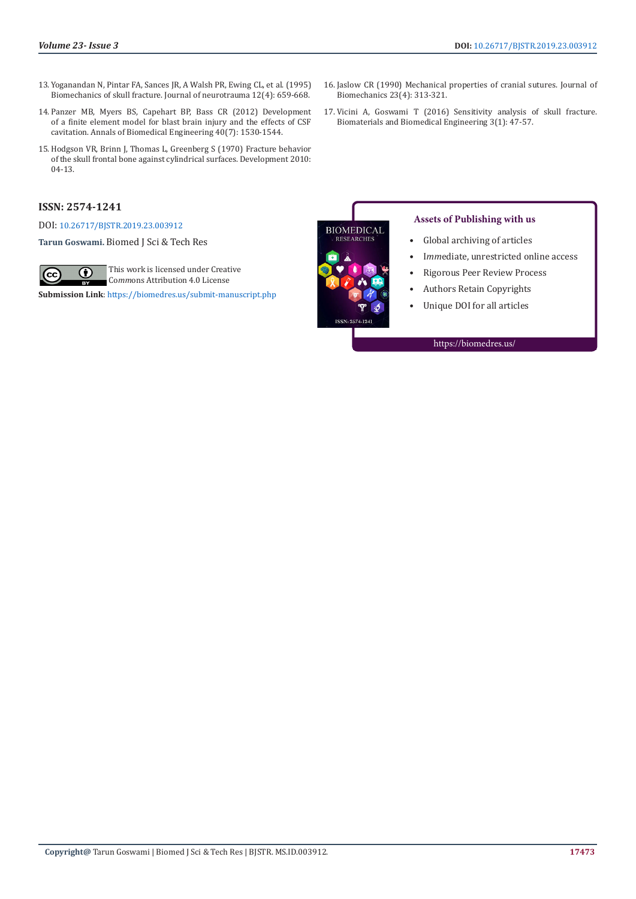13. Yoganandan N, Pintar FA, Sances JR, A Walsh PR, Ewing CL, et al. (1995) Biomechanics of skull fracture. Journal of neurotrauma 12(4): 659-668.
14. Panzer MB, Myers BS, Capehart BP, Bass CR (2012) Development of a finite element model for blast brain injury and the effects of CSF cavitation. Annals of Biomedical Engineering 40(7): 1530-1544.
15. Hodgson VR, Brinn J, Thomas L, Greenberg S (1970) Fracture behavior of the skull frontal bone against cylindrical surfaces. Development 2010: 04-13.
16. Jaslow CR (1990) Mechanical properties of cranial sutures. Journal of Biomechanics 23(4): 313-321.
17. Vicini A, Goswami T (2016) Sensitivity analysis of skull fracture. Biomaterials and Biomedical Engineering 3(1): 47-57.

**ISSN: 2574-1241**

DOI: 10.26717/BJSTR.2019.23.003912

**Tarun Goswami.** Biomed J Sci & Tech Res

This work is licensed under Creative Commons Attribution 4.0 License

**Submission Link**: https://biomedres.us/submit-manuscript.php

**Assets of Publishing with us**

- Global archiving of articles
- Immediate, unrestricted online access
- Rigorous Peer Review Process
- Authors Retain Copyrights
- Unique DOI for all articles

https://biomedres.us/